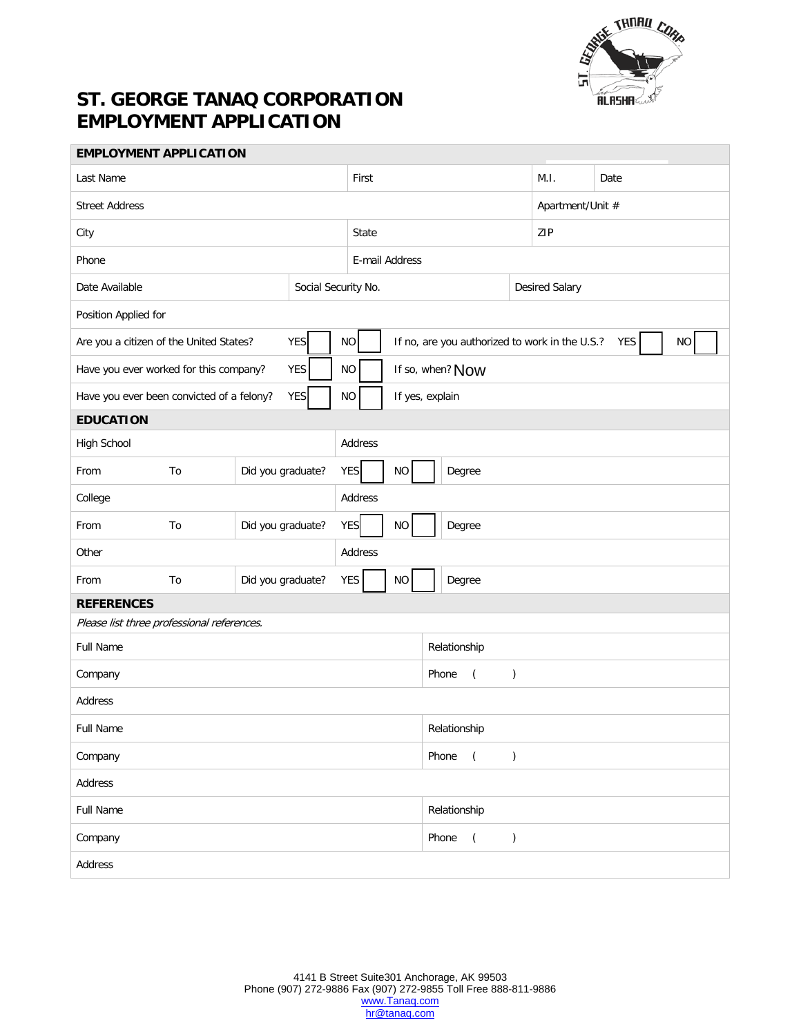# ST. GEORGE TANAQ CORPORATION EMPLOYMENT APPLICATION

## EMPLOYMENT APPLICATION

| Last Name | First | M.I. | Date |
|---|---|---|---|
| Street Address | | Apartment/Unit # | |
| City | State | ZIP | |
| Phone | E-mail Address | | |
| Date Available | Social Security No. | Desired Salary | |
| Position Applied for | | | |

Are you a citizen of the United States? YES ☐ NO ☐ If no, are you authorized to work in the U.S.? YES ☐ NO ☐

Have you ever worked for this company? YES ☐ NO ☐ If so, when? Now

Have you ever been convicted of a felony? YES ☐ NO ☐ If yes, explain

## EDUCATION

| High School | | | Address |
|---|---|---|---|
| From | To | Did you graduate? YES ☐ NO ☐ | Degree |
| College | | | Address |
| From | To | Did you graduate? YES ☐ NO ☐ | Degree |
| Other | | | Address |
| From | To | Did you graduate? YES ☐ NO ☐ | Degree |

## REFERENCES

*Please list three professional references.*

| Full Name | Relationship |
|---|---|
| Company | Phone ( ) |
| Address | |
| Full Name | Relationship |
| Company | Phone ( ) |
| Address | |
| Full Name | Relationship |
| Company | Phone ( ) |
| Address | |

4141 B Street Suite301 Anchorage, AK 99503
Phone (907) 272-9886 Fax (907) 272-9855 Toll Free 888-811-9886
www.Tanaq.com
hr@tanaq.com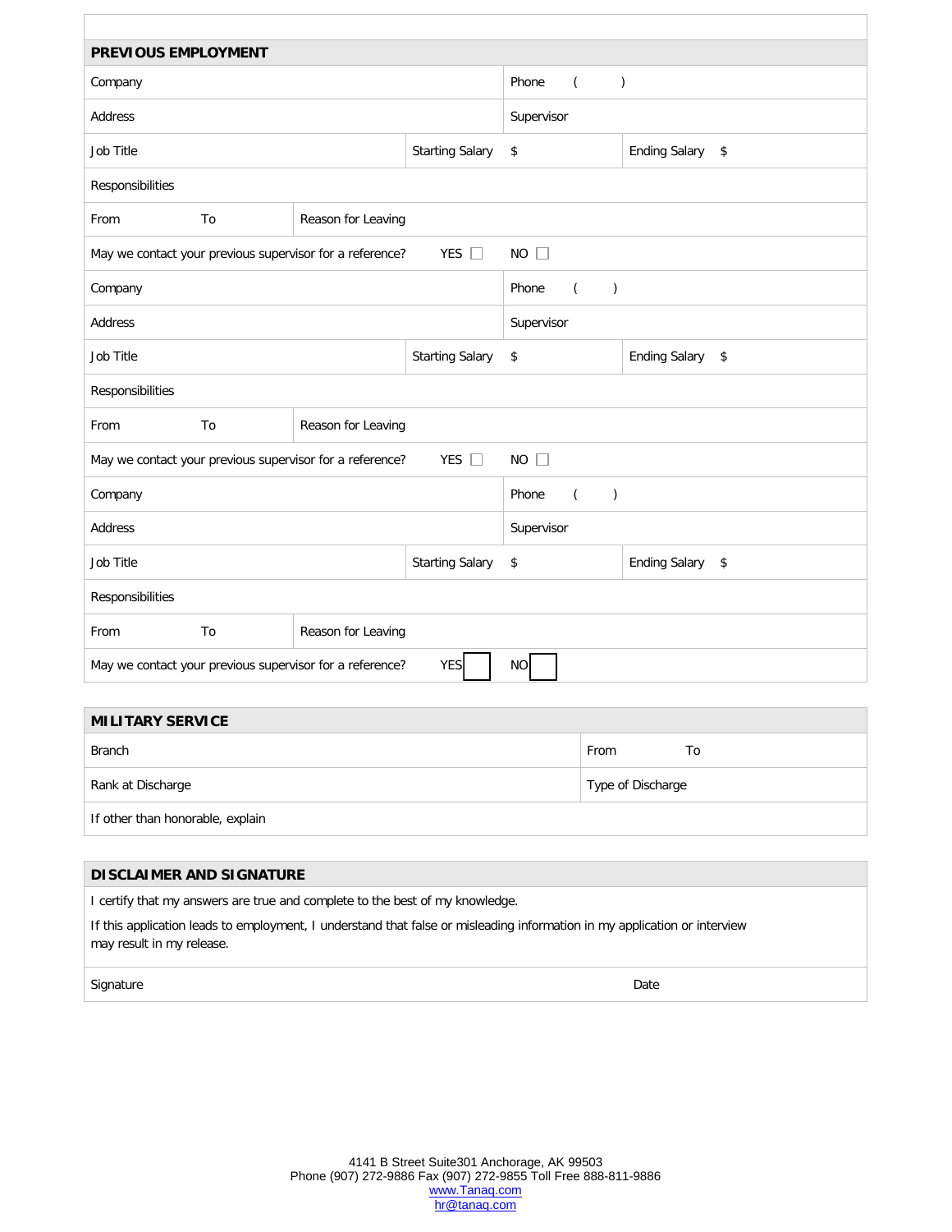## PREVIOUS EMPLOYMENT

| | | | |
|---|---|---|---|
| Company | | Phone ( ) | |
| Address | | Supervisor | |
| Job Title | Starting Salary | $ | Ending Salary $ |
| Responsibilities | | | |
| From To | Reason for Leaving | | |
| May we contact your previous supervisor for a reference? | YES ☐ | NO ☐ | |
| Company | | Phone ( ) | |
| Address | | Supervisor | |
| Job Title | Starting Salary | $ | Ending Salary $ |
| Responsibilities | | | |
| From To | Reason for Leaving | | |
| May we contact your previous supervisor for a reference? | YES ☐ | NO ☐ | |
| Company | | Phone ( ) | |
| Address | | Supervisor | |
| Job Title | Starting Salary | $ | Ending Salary $ |
| Responsibilities | | | |
| From To | Reason for Leaving | | |
| May we contact your previous supervisor for a reference? | YES ☐ | NO ☐ | |

## MILITARY SERVICE

| | |
|---|---|
| Branch | From To |
| Rank at Discharge | Type of Discharge |
| If other than honorable, explain | |

## DISCLAIMER AND SIGNATURE

I certify that my answers are true and complete to the best of my knowledge.

If this application leads to employment, I understand that false or misleading information in my application or interview may result in my release.

| | |
|---|---|
| Signature | Date |

4141 B Street Suite301 Anchorage, AK 99503
Phone (907) 272-9886 Fax (907) 272-9855 Toll Free 888-811-9886
www.Tanaq.com
hr@tanaq.com